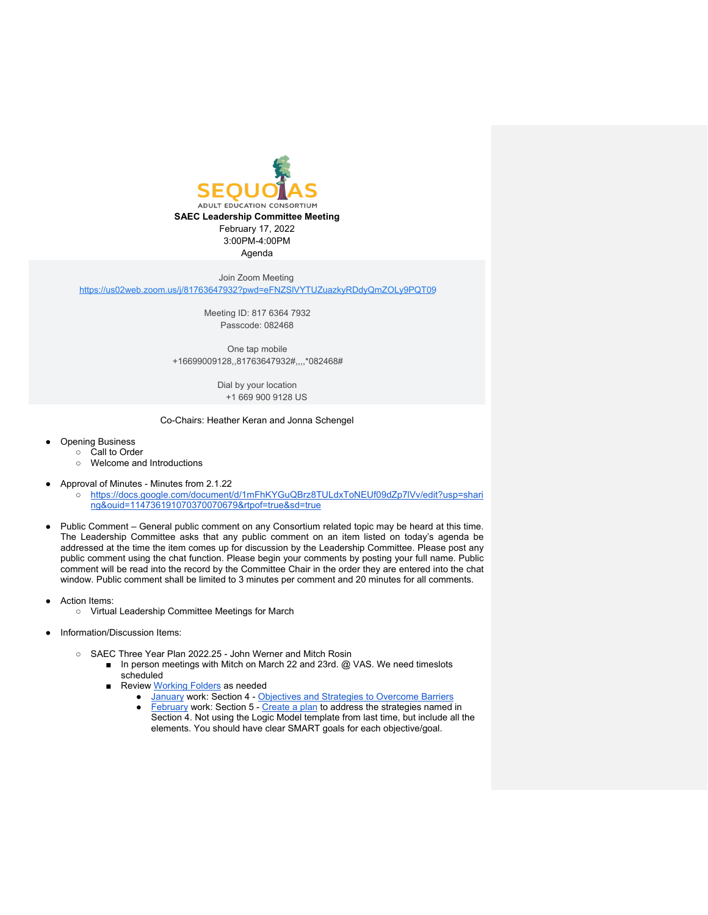SEQUOIAS

ADULT EDUCATION CONSORTIUM

**SAEC Leadership Committee Meeting**

February 17, 2022

3:00PM-4:00PM

Agenda

Join Zoom Meeting

https://us02web.zoom.us/j/81763647932?pwd=eFNZSlVYTUZuazkyRDdyQmZOLy9PQT09

Meeting ID: 817 6364 7932

Passcode: 082468

One tap mobile

+16699009128,,81763647932#,,,,*082468#

Dial by your location

+1 669 900 9128 US

Co-Chairs: Heather Keran and Jonna Schengel

- Opening Business
  - Call to Order
  - Welcome and Introductions

- Approval of Minutes - Minutes from 2.1.22
  - https://docs.google.com/document/d/1mFhKYGuQBrz8TULdxToNEUf09dZp7lVv/edit?usp=sharing&ouid=114736191070370070679&rtpof=true&sd=true

- Public Comment – General public comment on any Consortium related topic may be heard at this time. The Leadership Committee asks that any public comment on an item listed on today's agenda be addressed at the time the item comes up for discussion by the Leadership Committee. Please post any public comment using the chat function. Please begin your comments by posting your full name. Public comment will be read into the record by the Committee Chair in the order they are entered into the chat window. Public comment shall be limited to 3 minutes per comment and 20 minutes for all comments.

- Action Items:
  - Virtual Leadership Committee Meetings for March

- Information/Discussion Items:
  - SAEC Three Year Plan 2022.25 - John Werner and Mitch Rosin
    - In person meetings with Mitch on March 22 and 23rd. @ VAS. We need timeslots scheduled
    - Review Working Folders as needed
      - January work: Section 4 - Objectives and Strategies to Overcome Barriers
      - February work: Section 5 - Create a plan to address the strategies named in Section 4. Not using the Logic Model template from last time, but include all the elements. You should have clear SMART goals for each objective/goal.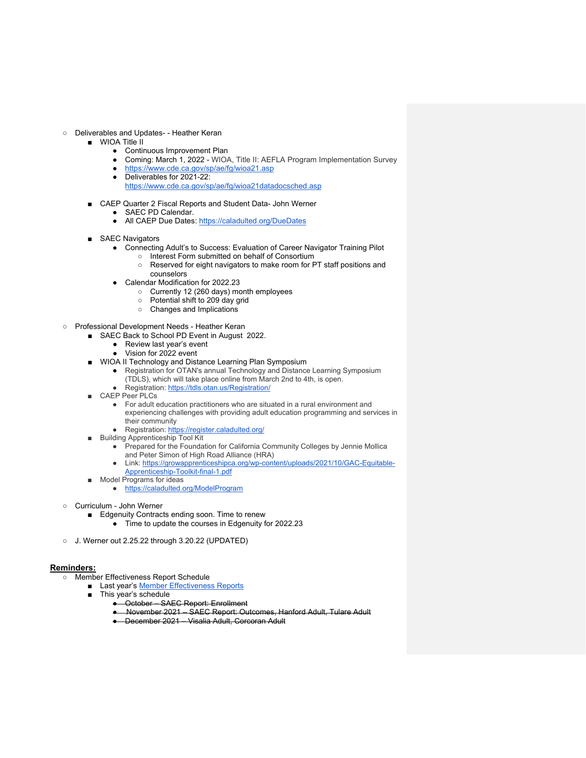- Deliverables and Updates- - Heather Keran
  - WIOA Title II
    - Continuous Improvement Plan
    - Coming: March 1, 2022 - WIOA, Title II: AEFLA Program Implementation Survey
    - https://www.cde.ca.gov/sp/ae/fg/wioa21.asp
    - Deliverables for 2021-22: https://www.cde.ca.gov/sp/ae/fg/wioa21datadocsched.asp
  - CAEP Quarter 2 Fiscal Reports and Student Data- John Werner
    - SAEC PD Calendar.
    - All CAEP Due Dates: https://caladulted.org/DueDates
  - SAEC Navigators
    - Connecting Adult's to Success: Evaluation of Career Navigator Training Pilot
      - Interest Form submitted on behalf of Consortium
      - Reserved for eight navigators to make room for PT staff positions and counselors
    - Calendar Modification for 2022.23
      - Currently 12 (260 days) month employees
      - Potential shift to 209 day grid
      - Changes and Implications
- Professional Development Needs - Heather Keran
  - SAEC Back to School PD Event in August 2022.
    - Review last year's event
    - Vision for 2022 event
  - WIOA II Technology and Distance Learning Plan Symposium
    - Registration for OTAN's annual Technology and Distance Learning Symposium (TDLS), which will take place online from March 2nd to 4th, is open.
    - Registration: https://tdls.otan.us/Registration/
  - CAEP Peer PLCs
    - For adult education practitioners who are situated in a rural environment and experiencing challenges with providing adult education programming and services in their community
    - Registration: https://register.caladulted.org/
  - Building Apprenticeship Tool Kit
    - Prepared for the Foundation for California Community Colleges by Jennie Mollica and Peter Simon of High Road Alliance (HRA)
    - Link: https://growapprenticeshipca.org/wp-content/uploads/2021/10/GAC-Equitable-Apprenticeship-Toolkit-final-1.pdf
  - Model Programs for ideas
    - https://caladulted.org/ModelProgram
- Curriculum - John Werner
  - Edgenuity Contracts ending soon. Time to renew
    - Time to update the courses in Edgenuity for 2022.23
- J. Werner out 2.25.22 through 3.20.22 (UPDATED)

**Reminders:**

- Member Effectiveness Report Schedule
  - Last year's Member Effectiveness Reports
  - This year's schedule
    - ~~October – SAEC Report: Enrollment~~
    - ~~November 2021 – SAEC Report: Outcomes, Hanford Adult, Tulare Adult~~
    - ~~December 2021 – Visalia Adult, Corcoran Adult~~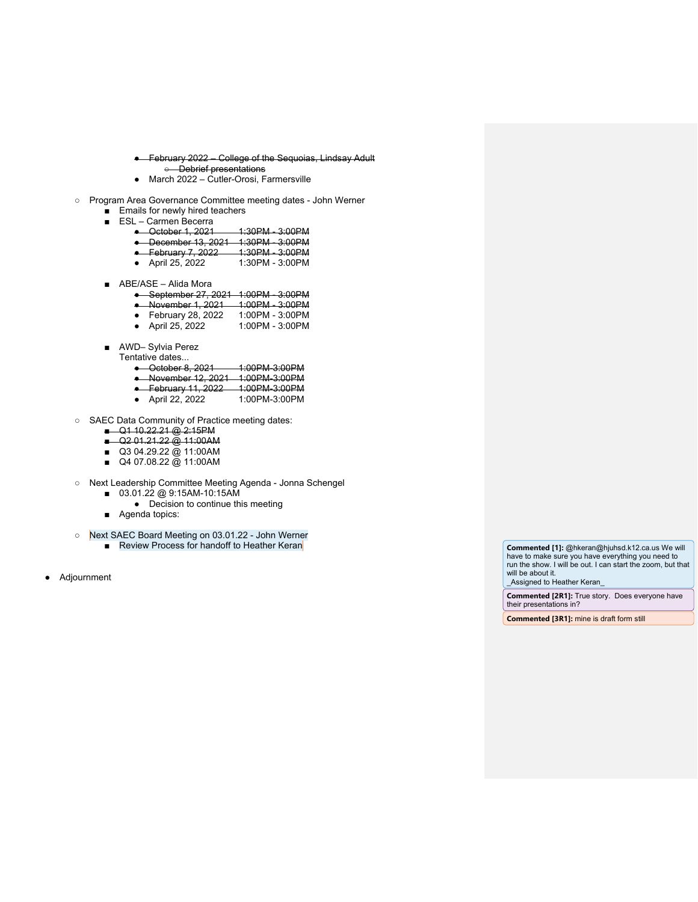- ~~February 2022 – College of the Sequoias, Lindsay Adult~~
    - ~~Debrief presentations~~
- March 2022 – Cutler-Orosi, Farmersville

- Program Area Governance Committee meeting dates - John Werner
    - Emails for newly hired teachers
    - ESL – Carmen Becerra
        - ~~October 1, 2021 1:30PM - 3:00PM~~
        - ~~December 13, 2021 1:30PM - 3:00PM~~
        - ~~February 7, 2022 1:30PM - 3:00PM~~
        - April 25, 2022 1:30PM - 3:00PM

    - ABE/ASE – Alida Mora
        - ~~September 27, 2021 1:00PM - 3:00PM~~
        - ~~November 1, 2021 1:00PM - 3:00PM~~
        - February 28, 2022 1:00PM - 3:00PM
        - April 25, 2022 1:00PM - 3:00PM

    - AWD– Sylvia Perez
      Tentative dates...
        - ~~October 8, 2021 1:00PM-3:00PM~~
        - ~~November 12, 2021 1:00PM-3:00PM~~
        - ~~February 11, 2022 1:00PM-3:00PM~~
        - April 22, 2022 1:00PM-3:00PM

- SAEC Data Community of Practice meeting dates:
    - ~~Q1 10.22.21 @ 2:15PM~~
    - ~~Q2 01.21.22 @ 11:00AM~~
    - Q3 04.29.22 @ 11:00AM
    - Q4 07.08.22 @ 11:00AM

- Next Leadership Committee Meeting Agenda - Jonna Schengel
    - 03.01.22 @ 9:15AM-10:15AM
        - Decision to continue this meeting
    - Agenda topics:

- Next SAEC Board Meeting on 03.01.22 - John Werner
    - Review Process for handoff to Heather Keran

- Adjournment

**Commented [1]:** @hkeran@hjuhsd.k12.ca.us We will have to make sure you have everything you need to run the show. I will be out. I can start the zoom, but that will be about it.
_Assigned to Heather Keran_

**Commented [2R1]:** True story. Does everyone have their presentations in?

**Commented [3R1]:** mine is draft form still